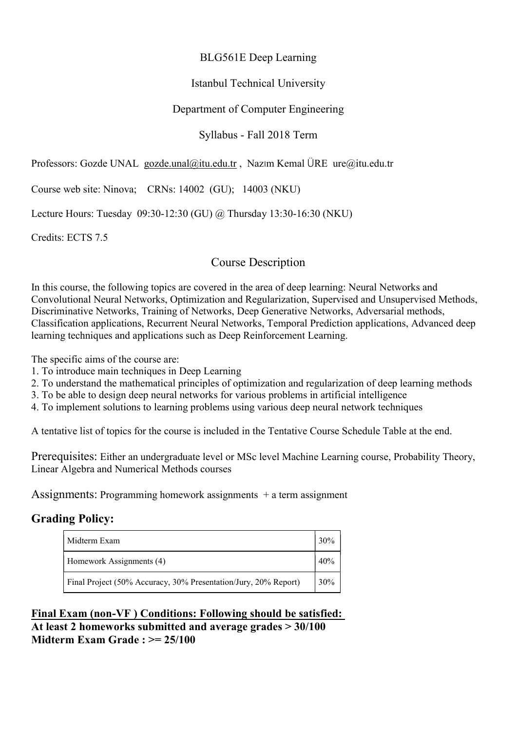BLG561E Deep Learning

Istanbul Technical University

Department of Computer Engineering

Syllabus - Fall 2018 Term

Professors: Gozde UNAL gozde.unal@itu.edu.tr , Nazım Kemal ÜRE ure@itu.edu.tr

Course web site: Ninova; CRNs: 14002 (GU); 14003 (NKU)

Lecture Hours: Tuesday 09:30-12:30 (GU) @ Thursday 13:30-16:30 (NKU)

Credits: ECTS 7.5

## Course Description

In this course, the following topics are covered in the area of deep learning: Neural Networks and Convolutional Neural Networks, Optimization and Regularization, Supervised and Unsupervised Methods, Discriminative Networks, Training of Networks, Deep Generative Networks, Adversarial methods, Classification applications, Recurrent Neural Networks, Temporal Prediction applications, Advanced deep learning techniques and applications such as Deep Reinforcement Learning.

The specific aims of the course are:
1. To introduce main techniques in Deep Learning
2. To understand the mathematical principles of optimization and regularization of deep learning methods
3. To be able to design deep neural networks for various problems in artificial intelligence
4. To implement solutions to learning problems using various deep neural network techniques

A tentative list of topics for the course is included in the Tentative Course Schedule Table at the end.

Prerequisites: Either an undergraduate level or MSc level Machine Learning course, Probability Theory, Linear Algebra and Numerical Methods courses

Assignments: Programming homework assignments + a term assignment

## Grading Policy:

| | |
|---|---|
| Midterm Exam | 30% |
| Homework Assignments (4) | 40% |
| Final Project (50% Accuracy, 30% Presentation/Jury, 20% Report) | 30% |

**Final Exam (non-VF ) Conditions: Following should be satisfied:**
**At least 2 homeworks submitted and average grades > 30/100**
**Midterm Exam Grade : >= 25/100**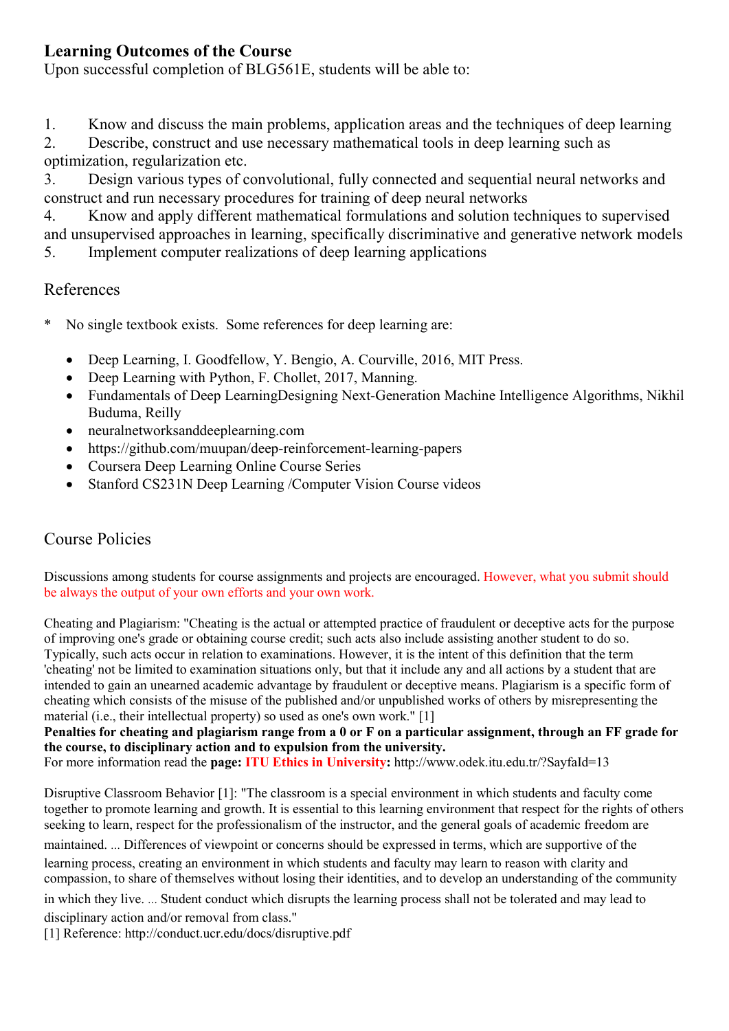## Learning Outcomes of the Course

Upon successful completion of BLG561E, students will be able to:

1. Know and discuss the main problems, application areas and the techniques of deep learning
2. Describe, construct and use necessary mathematical tools in deep learning such as optimization, regularization etc.
3. Design various types of convolutional, fully connected and sequential neural networks and construct and run necessary procedures for training of deep neural networks
4. Know and apply different mathematical formulations and solution techniques to supervised and unsupervised approaches in learning, specifically discriminative and generative network models
5. Implement computer realizations of deep learning applications

## References

\* No single textbook exists. Some references for deep learning are:

- Deep Learning, I. Goodfellow, Y. Bengio, A. Courville, 2016, MIT Press.
- Deep Learning with Python, F. Chollet, 2017, Manning.
- Fundamentals of Deep LearningDesigning Next-Generation Machine Intelligence Algorithms, Nikhil Buduma, Reilly
- neuralnetworksanddeeplearning.com
- https://github.com/muupan/deep-reinforcement-learning-papers
- Coursera Deep Learning Online Course Series
- Stanford CS231N Deep Learning /Computer Vision Course videos

## Course Policies

Discussions among students for course assignments and projects are encouraged. However, what you submit should be always the output of your own efforts and your own work.

Cheating and Plagiarism: "Cheating is the actual or attempted practice of fraudulent or deceptive acts for the purpose of improving one's grade or obtaining course credit; such acts also include assisting another student to do so. Typically, such acts occur in relation to examinations. However, it is the intent of this definition that the term 'cheating' not be limited to examination situations only, but that it include any and all actions by a student that are intended to gain an unearned academic advantage by fraudulent or deceptive means. Plagiarism is a specific form of cheating which consists of the misuse of the published and/or unpublished works of others by misrepresenting the material (i.e., their intellectual property) so used as one's own work." [1]

**Penalties for cheating and plagiarism range from a 0 or F on a particular assignment, through an FF grade for the course, to disciplinary action and to expulsion from the university.**

For more information read the **page: ITU Ethics in University:** http://www.odek.itu.edu.tr/?SayfaId=13

Disruptive Classroom Behavior [1]: "The classroom is a special environment in which students and faculty come together to promote learning and growth. It is essential to this learning environment that respect for the rights of others seeking to learn, respect for the professionalism of the instructor, and the general goals of academic freedom are maintained. ... Differences of viewpoint or concerns should be expressed in terms, which are supportive of the learning process, creating an environment in which students and faculty may learn to reason with clarity and compassion, to share of themselves without losing their identities, and to develop an understanding of the community in which they live. ... Student conduct which disrupts the learning process shall not be tolerated and may lead to disciplinary action and/or removal from class."

[1] Reference: http://conduct.ucr.edu/docs/disruptive.pdf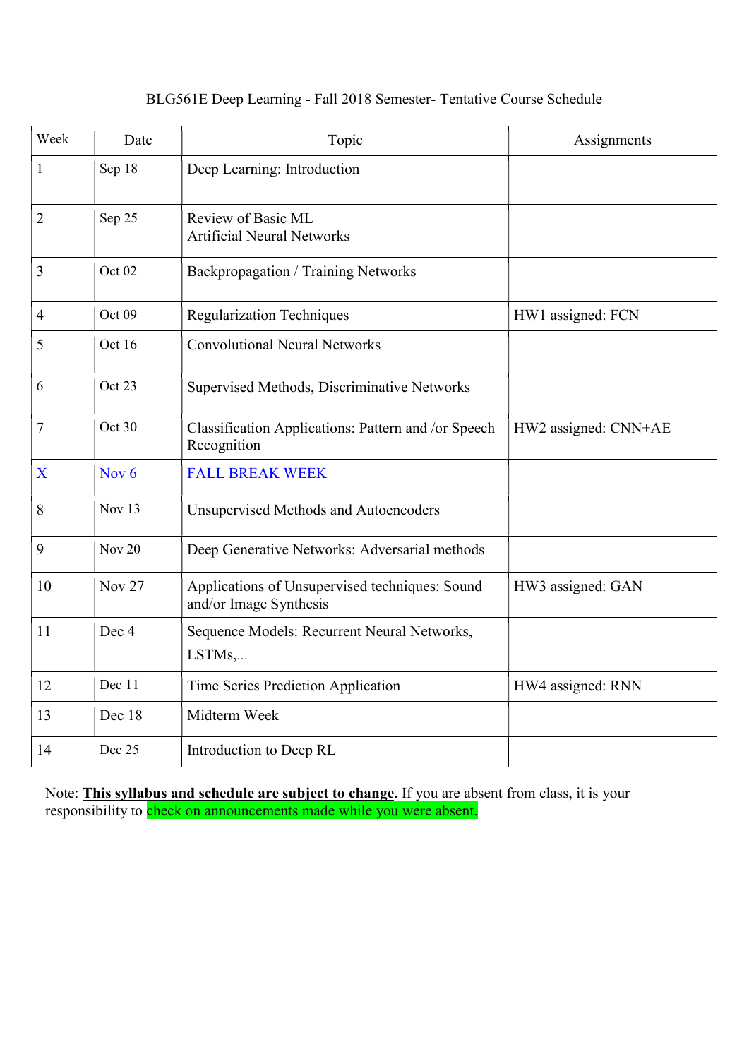BLG561E Deep Learning - Fall 2018 Semester- Tentative Course Schedule

| Week | Date | Topic | Assignments |
| --- | --- | --- | --- |
| 1 | Sep 18 | Deep Learning: Introduction | |
| 2 | Sep 25 | Review of Basic ML<br>Artificial Neural Networks | |
| 3 | Oct 02 | Backpropagation / Training Networks | |
| 4 | Oct 09 | Regularization Techniques | HW1 assigned: FCN |
| 5 | Oct 16 | Convolutional Neural Networks | |
| 6 | Oct 23 | Supervised Methods, Discriminative Networks | |
| 7 | Oct 30 | Classification Applications: Pattern and /or Speech Recognition | HW2 assigned: CNN+AE |
| X | Nov 6 | FALL BREAK WEEK | |
| 8 | Nov 13 | Unsupervised Methods and Autoencoders | |
| 9 | Nov 20 | Deep Generative Networks: Adversarial methods | |
| 10 | Nov 27 | Applications of Unsupervised techniques: Sound and/or Image Synthesis | HW3 assigned: GAN |
| 11 | Dec 4 | Sequence Models: Recurrent Neural Networks, LSTMs,... | |
| 12 | Dec 11 | Time Series Prediction Application | HW4 assigned: RNN |
| 13 | Dec 18 | Midterm Week | |
| 14 | Dec 25 | Introduction to Deep RL | |

Note: **This syllabus and schedule are subject to change.** If you are absent from class, it is your responsibility to check on announcements made while you were absent.